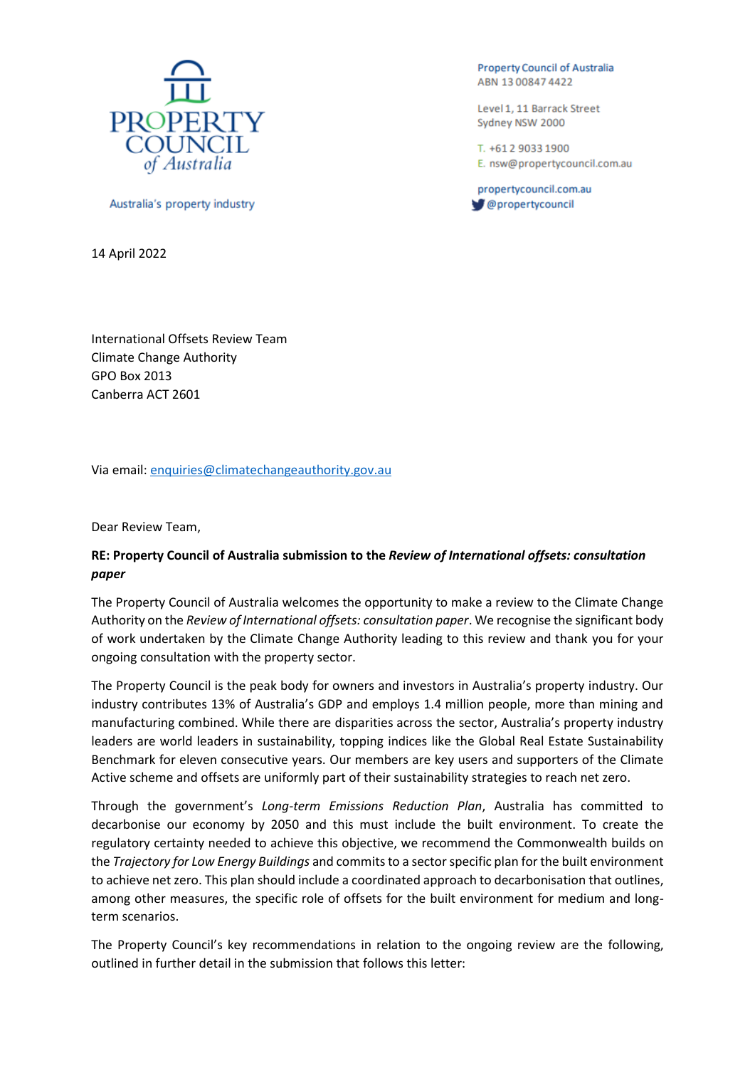PROPERTY COUNCIL of Australia

Australia's property industry

Property Council of Australia
ABN 13 00847 4422

Level 1, 11 Barrack Street
Sydney NSW 2000

T. +61 2 9033 1900
E. nsw@propertycouncil.com.au

propertycouncil.com.au
@propertycouncil

14 April 2022

International Offsets Review Team
Climate Change Authority
GPO Box 2013
Canberra ACT 2601

Via email: enquiries@climatechangeauthority.gov.au

Dear Review Team,

**RE: Property Council of Australia submission to the *Review of International offsets: consultation paper***

The Property Council of Australia welcomes the opportunity to make a review to the Climate Change Authority on the *Review of International offsets: consultation paper*. We recognise the significant body of work undertaken by the Climate Change Authority leading to this review and thank you for your ongoing consultation with the property sector.

The Property Council is the peak body for owners and investors in Australia's property industry. Our industry contributes 13% of Australia's GDP and employs 1.4 million people, more than mining and manufacturing combined. While there are disparities across the sector, Australia's property industry leaders are world leaders in sustainability, topping indices like the Global Real Estate Sustainability Benchmark for eleven consecutive years. Our members are key users and supporters of the Climate Active scheme and offsets are uniformly part of their sustainability strategies to reach net zero.

Through the government's *Long-term Emissions Reduction Plan*, Australia has committed to decarbonise our economy by 2050 and this must include the built environment. To create the regulatory certainty needed to achieve this objective, we recommend the Commonwealth builds on the *Trajectory for Low Energy Buildings* and commits to a sector specific plan for the built environment to achieve net zero. This plan should include a coordinated approach to decarbonisation that outlines, among other measures, the specific role of offsets for the built environment for medium and long-term scenarios.

The Property Council's key recommendations in relation to the ongoing review are the following, outlined in further detail in the submission that follows this letter: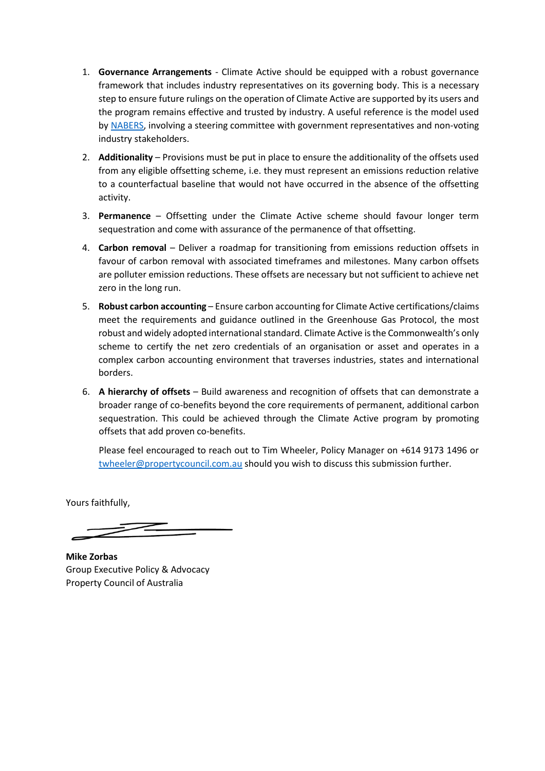1. **Governance Arrangements** - Climate Active should be equipped with a robust governance framework that includes industry representatives on its governing body. This is a necessary step to ensure future rulings on the operation of Climate Active are supported by its users and the program remains effective and trusted by industry. A useful reference is the model used by [NABERS](), involving a steering committee with government representatives and non-voting industry stakeholders.

2. **Additionality** – Provisions must be put in place to ensure the additionality of the offsets used from any eligible offsetting scheme, i.e. they must represent an emissions reduction relative to a counterfactual baseline that would not have occurred in the absence of the offsetting activity.

3. **Permanence** – Offsetting under the Climate Active scheme should favour longer term sequestration and come with assurance of the permanence of that offsetting.

4. **Carbon removal** – Deliver a roadmap for transitioning from emissions reduction offsets in favour of carbon removal with associated timeframes and milestones. Many carbon offsets are polluter emission reductions. These offsets are necessary but not sufficient to achieve net zero in the long run.

5. **Robust carbon accounting** – Ensure carbon accounting for Climate Active certifications/claims meet the requirements and guidance outlined in the Greenhouse Gas Protocol, the most robust and widely adopted international standard. Climate Active is the Commonwealth's only scheme to certify the net zero credentials of an organisation or asset and operates in a complex carbon accounting environment that traverses industries, states and international borders.

6. **A hierarchy of offsets** – Build awareness and recognition of offsets that can demonstrate a broader range of co-benefits beyond the core requirements of permanent, additional carbon sequestration. This could be achieved through the Climate Active program by promoting offsets that add proven co-benefits.

   Please feel encouraged to reach out to Tim Wheeler, Policy Manager on +614 9173 1496 or twheeler@propertycouncil.com.au should you wish to discuss this submission further.

Yours faithfully,

**Mike Zorbas**
Group Executive Policy & Advocacy
Property Council of Australia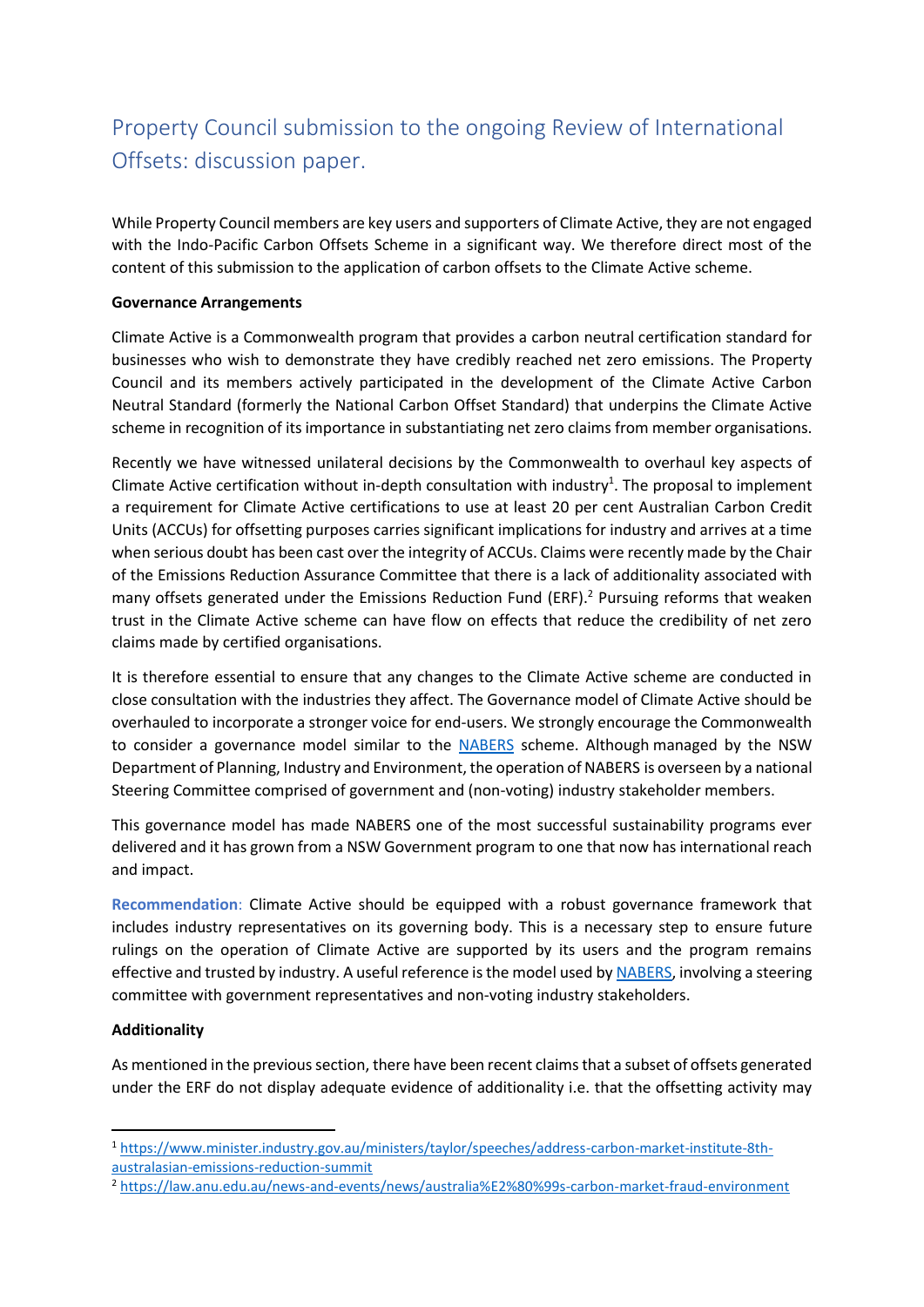# Property Council submission to the ongoing Review of International Offsets: discussion paper.

While Property Council members are key users and supporters of Climate Active, they are not engaged with the Indo-Pacific Carbon Offsets Scheme in a significant way. We therefore direct most of the content of this submission to the application of carbon offsets to the Climate Active scheme.

**Governance Arrangements**

Climate Active is a Commonwealth program that provides a carbon neutral certification standard for businesses who wish to demonstrate they have credibly reached net zero emissions. The Property Council and its members actively participated in the development of the Climate Active Carbon Neutral Standard (formerly the National Carbon Offset Standard) that underpins the Climate Active scheme in recognition of its importance in substantiating net zero claims from member organisations.

Recently we have witnessed unilateral decisions by the Commonwealth to overhaul key aspects of Climate Active certification without in-depth consultation with industry[1]. The proposal to implement a requirement for Climate Active certifications to use at least 20 per cent Australian Carbon Credit Units (ACCUs) for offsetting purposes carries significant implications for industry and arrives at a time when serious doubt has been cast over the integrity of ACCUs. Claims were recently made by the Chair of the Emissions Reduction Assurance Committee that there is a lack of additionality associated with many offsets generated under the Emissions Reduction Fund (ERF).[2] Pursuing reforms that weaken trust in the Climate Active scheme can have flow on effects that reduce the credibility of net zero claims made by certified organisations.

It is therefore essential to ensure that any changes to the Climate Active scheme are conducted in close consultation with the industries they affect. The Governance model of Climate Active should be overhauled to incorporate a stronger voice for end-users. We strongly encourage the Commonwealth to consider a governance model similar to the NABERS scheme. Although managed by the NSW Department of Planning, Industry and Environment, the operation of NABERS is overseen by a national Steering Committee comprised of government and (non-voting) industry stakeholder members.

This governance model has made NABERS one of the most successful sustainability programs ever delivered and it has grown from a NSW Government program to one that now has international reach and impact.

**Recommendation**: Climate Active should be equipped with a robust governance framework that includes industry representatives on its governing body. This is a necessary step to ensure future rulings on the operation of Climate Active are supported by its users and the program remains effective and trusted by industry. A useful reference is the model used by NABERS, involving a steering committee with government representatives and non-voting industry stakeholders.

**Additionality**

As mentioned in the previous section, there have been recent claims that a subset of offsets generated under the ERF do not display adequate evidence of additionality i.e. that the offsetting activity may

---

[1] https://www.minister.industry.gov.au/ministers/taylor/speeches/address-carbon-market-institute-8th-australasian-emissions-reduction-summit

[2] https://law.anu.edu.au/news-and-events/news/australia%E2%80%99s-carbon-market-fraud-environment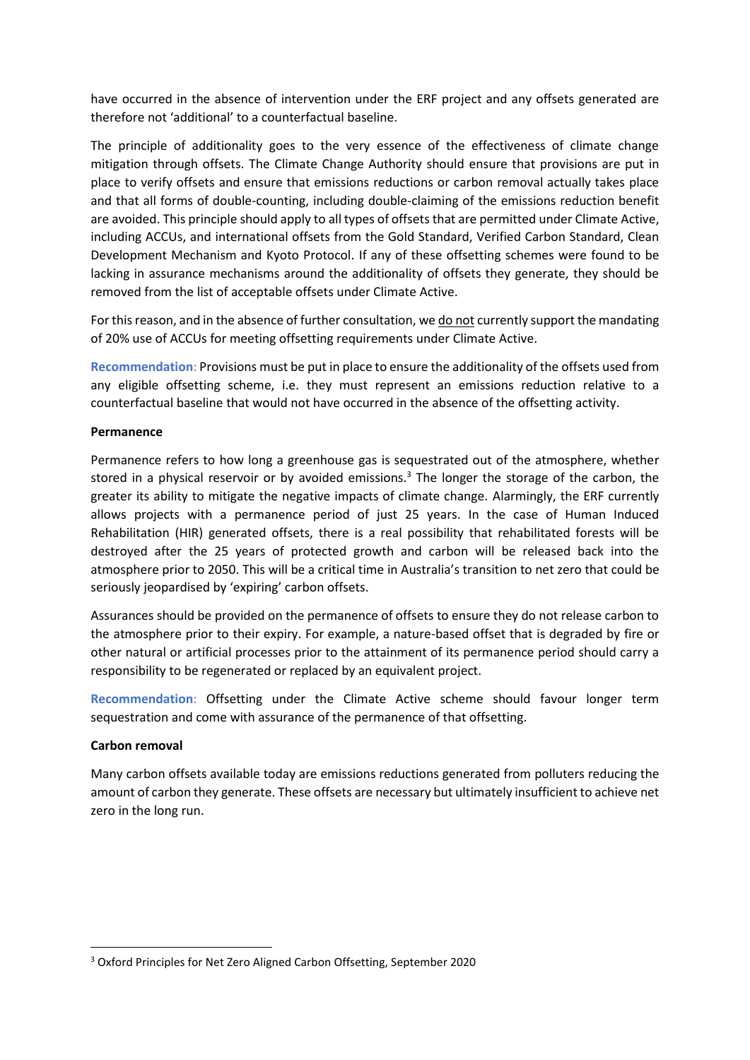have occurred in the absence of intervention under the ERF project and any offsets generated are therefore not 'additional' to a counterfactual baseline.

The principle of additionality goes to the very essence of the effectiveness of climate change mitigation through offsets. The Climate Change Authority should ensure that provisions are put in place to verify offsets and ensure that emissions reductions or carbon removal actually takes place and that all forms of double-counting, including double-claiming of the emissions reduction benefit are avoided. This principle should apply to all types of offsets that are permitted under Climate Active, including ACCUs, and international offsets from the Gold Standard, Verified Carbon Standard, Clean Development Mechanism and Kyoto Protocol. If any of these offsetting schemes were found to be lacking in assurance mechanisms around the additionality of offsets they generate, they should be removed from the list of acceptable offsets under Climate Active.

For this reason, and in the absence of further consultation, we <u>do not</u> currently support the mandating of 20% use of ACCUs for meeting offsetting requirements under Climate Active.

**Recommendation**: Provisions must be put in place to ensure the additionality of the offsets used from any eligible offsetting scheme, i.e. they must represent an emissions reduction relative to a counterfactual baseline that would not have occurred in the absence of the offsetting activity.

**Permanence**

Permanence refers to how long a greenhouse gas is sequestrated out of the atmosphere, whether stored in a physical reservoir or by avoided emissions.[3] The longer the storage of the carbon, the greater its ability to mitigate the negative impacts of climate change. Alarmingly, the ERF currently allows projects with a permanence period of just 25 years. In the case of Human Induced Rehabilitation (HIR) generated offsets, there is a real possibility that rehabilitated forests will be destroyed after the 25 years of protected growth and carbon will be released back into the atmosphere prior to 2050. This will be a critical time in Australia's transition to net zero that could be seriously jeopardised by 'expiring' carbon offsets.

Assurances should be provided on the permanence of offsets to ensure they do not release carbon to the atmosphere prior to their expiry. For example, a nature-based offset that is degraded by fire or other natural or artificial processes prior to the attainment of its permanence period should carry a responsibility to be regenerated or replaced by an equivalent project.

**Recommendation**: Offsetting under the Climate Active scheme should favour longer term sequestration and come with assurance of the permanence of that offsetting.

**Carbon removal**

Many carbon offsets available today are emissions reductions generated from polluters reducing the amount of carbon they generate. These offsets are necessary but ultimately insufficient to achieve net zero in the long run.

[3] Oxford Principles for Net Zero Aligned Carbon Offsetting, September 2020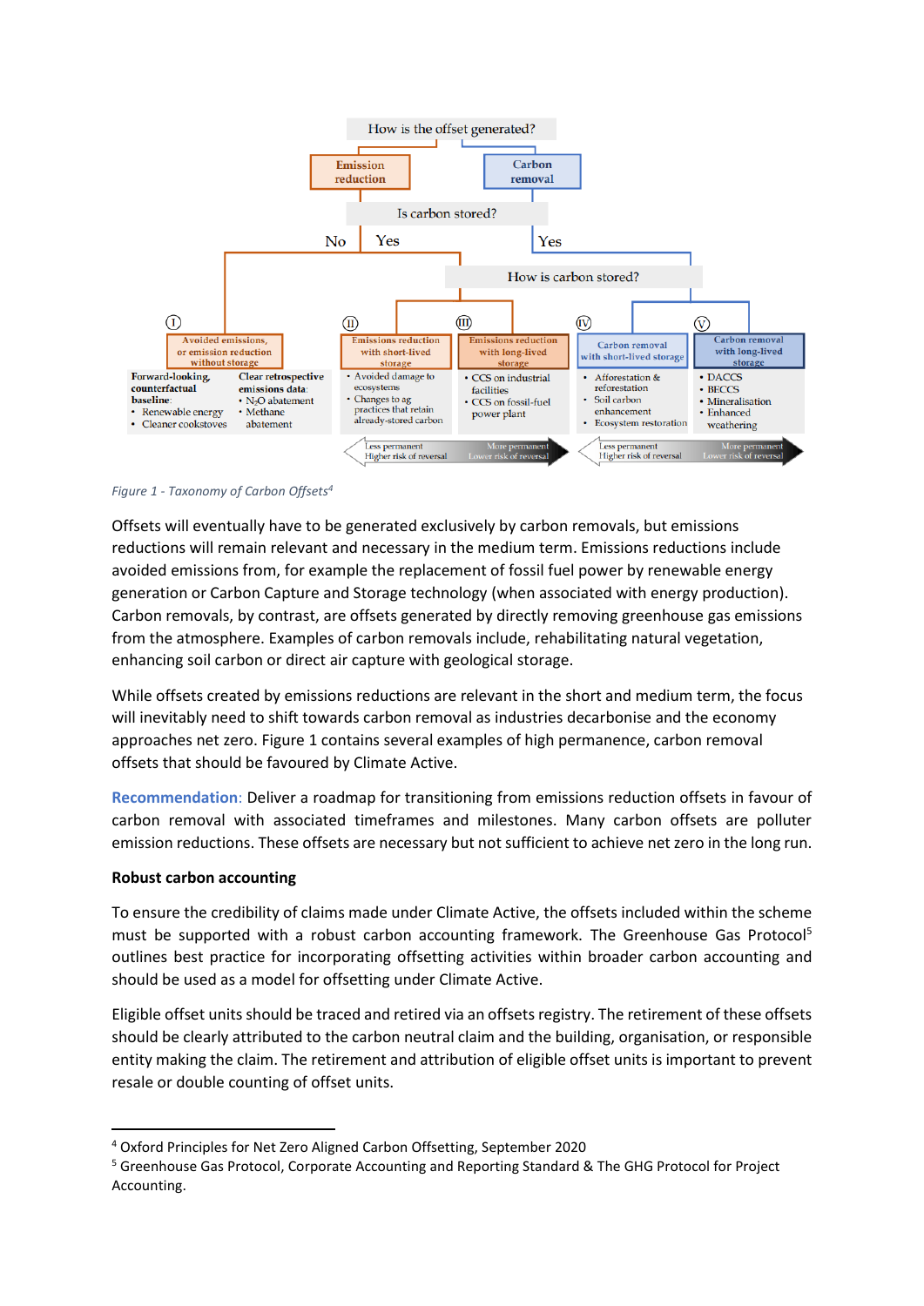How is the offset generated?

- Emission reduction
- Carbon removal

Is carbon stored?

No | Yes | Yes

How is carbon stored?

| I | II | III | IV | V |
|---|---|---|---|---|
| Avoided emissions, or emission reduction without storage | Emissions reduction with short-lived storage | Emissions reduction with long-lived storage | Carbon removal with short-lived storage | Carbon removal with long-lived storage |
| **Forward-looking, counterfactual baseline:** • Renewable energy • Cleaner cookstoves **Clear retrospective emissions data:** • $N_2O$ abatement • Methane abatement | • Avoided damage to ecosystems • Changes to ag practices that retain already-stored carbon | • CCS on industrial facilities • CCS on fossil-fuel power plant | • Afforestation & reforestation • Soil carbon enhancement • Ecosystem restoration | • DACCS • BECCS • Mineralisation • Enhanced weathering |

Less permanent, Higher risk of reversal → More permanent, Lower risk of reversal

*Figure 1 - Taxonomy of Carbon Offsets[4]*

Offsets will eventually have to be generated exclusively by carbon removals, but emissions reductions will remain relevant and necessary in the medium term. Emissions reductions include avoided emissions from, for example the replacement of fossil fuel power by renewable energy generation or Carbon Capture and Storage technology (when associated with energy production). Carbon removals, by contrast, are offsets generated by directly removing greenhouse gas emissions from the atmosphere. Examples of carbon removals include, rehabilitating natural vegetation, enhancing soil carbon or direct air capture with geological storage.

While offsets created by emissions reductions are relevant in the short and medium term, the focus will inevitably need to shift towards carbon removal as industries decarbonise and the economy approaches net zero. Figure 1 contains several examples of high permanence, carbon removal offsets that should be favoured by Climate Active.

**Recommendation**: Deliver a roadmap for transitioning from emissions reduction offsets in favour of carbon removal with associated timeframes and milestones. Many carbon offsets are polluter emission reductions. These offsets are necessary but not sufficient to achieve net zero in the long run.

**Robust carbon accounting**

To ensure the credibility of claims made under Climate Active, the offsets included within the scheme must be supported with a robust carbon accounting framework. The Greenhouse Gas Protocol[5] outlines best practice for incorporating offsetting activities within broader carbon accounting and should be used as a model for offsetting under Climate Active.

Eligible offset units should be traced and retired via an offsets registry. The retirement of these offsets should be clearly attributed to the carbon neutral claim and the building, organisation, or responsible entity making the claim. The retirement and attribution of eligible offset units is important to prevent resale or double counting of offset units.

---

[4] Oxford Principles for Net Zero Aligned Carbon Offsetting, September 2020

[5] Greenhouse Gas Protocol, Corporate Accounting and Reporting Standard & The GHG Protocol for Project Accounting.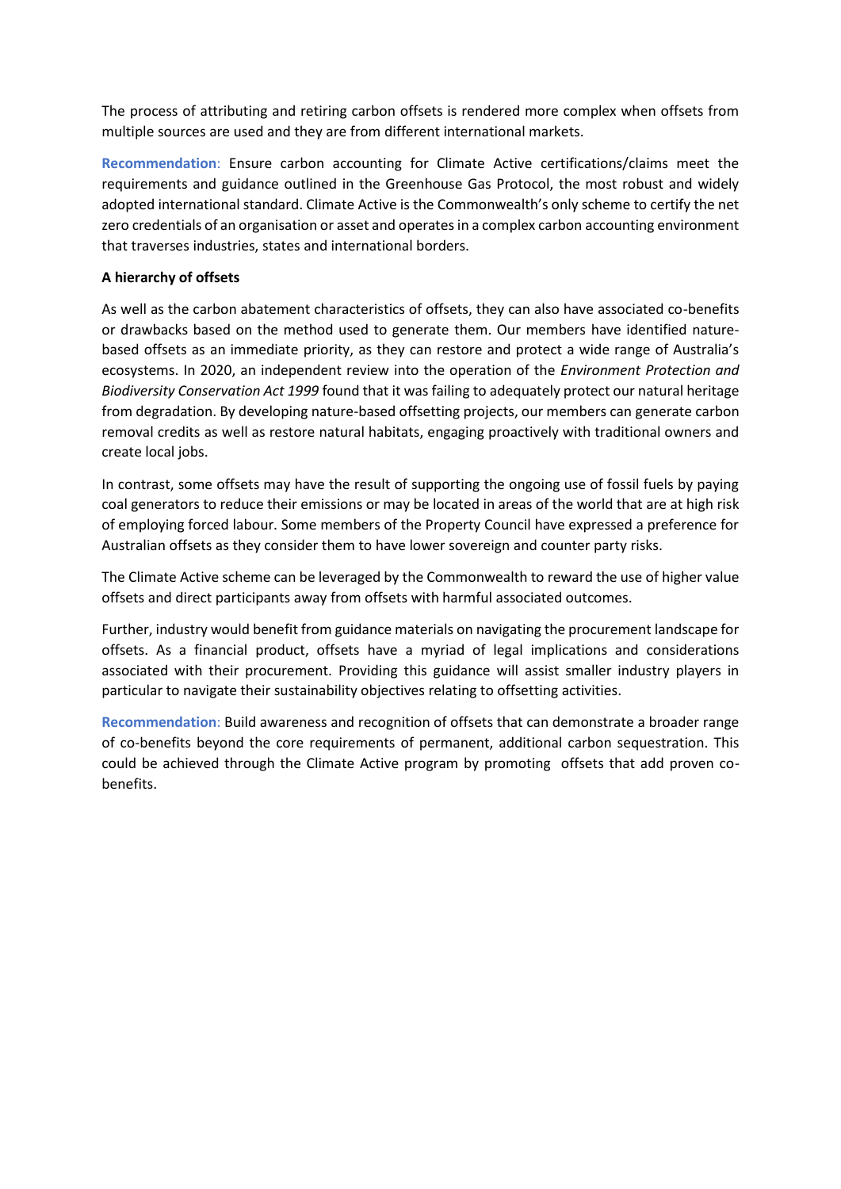The process of attributing and retiring carbon offsets is rendered more complex when offsets from multiple sources are used and they are from different international markets.

**Recommendation**: Ensure carbon accounting for Climate Active certifications/claims meet the requirements and guidance outlined in the Greenhouse Gas Protocol, the most robust and widely adopted international standard. Climate Active is the Commonwealth's only scheme to certify the net zero credentials of an organisation or asset and operates in a complex carbon accounting environment that traverses industries, states and international borders.

**A hierarchy of offsets**

As well as the carbon abatement characteristics of offsets, they can also have associated co-benefits or drawbacks based on the method used to generate them. Our members have identified nature-based offsets as an immediate priority, as they can restore and protect a wide range of Australia's ecosystems. In 2020, an independent review into the operation of the *Environment Protection and Biodiversity Conservation Act 1999* found that it was failing to adequately protect our natural heritage from degradation. By developing nature-based offsetting projects, our members can generate carbon removal credits as well as restore natural habitats, engaging proactively with traditional owners and create local jobs.

In contrast, some offsets may have the result of supporting the ongoing use of fossil fuels by paying coal generators to reduce their emissions or may be located in areas of the world that are at high risk of employing forced labour. Some members of the Property Council have expressed a preference for Australian offsets as they consider them to have lower sovereign and counter party risks.

The Climate Active scheme can be leveraged by the Commonwealth to reward the use of higher value offsets and direct participants away from offsets with harmful associated outcomes.

Further, industry would benefit from guidance materials on navigating the procurement landscape for offsets. As a financial product, offsets have a myriad of legal implications and considerations associated with their procurement. Providing this guidance will assist smaller industry players in particular to navigate their sustainability objectives relating to offsetting activities.

**Recommendation**: Build awareness and recognition of offsets that can demonstrate a broader range of co-benefits beyond the core requirements of permanent, additional carbon sequestration. This could be achieved through the Climate Active program by promoting offsets that add proven co-benefits.